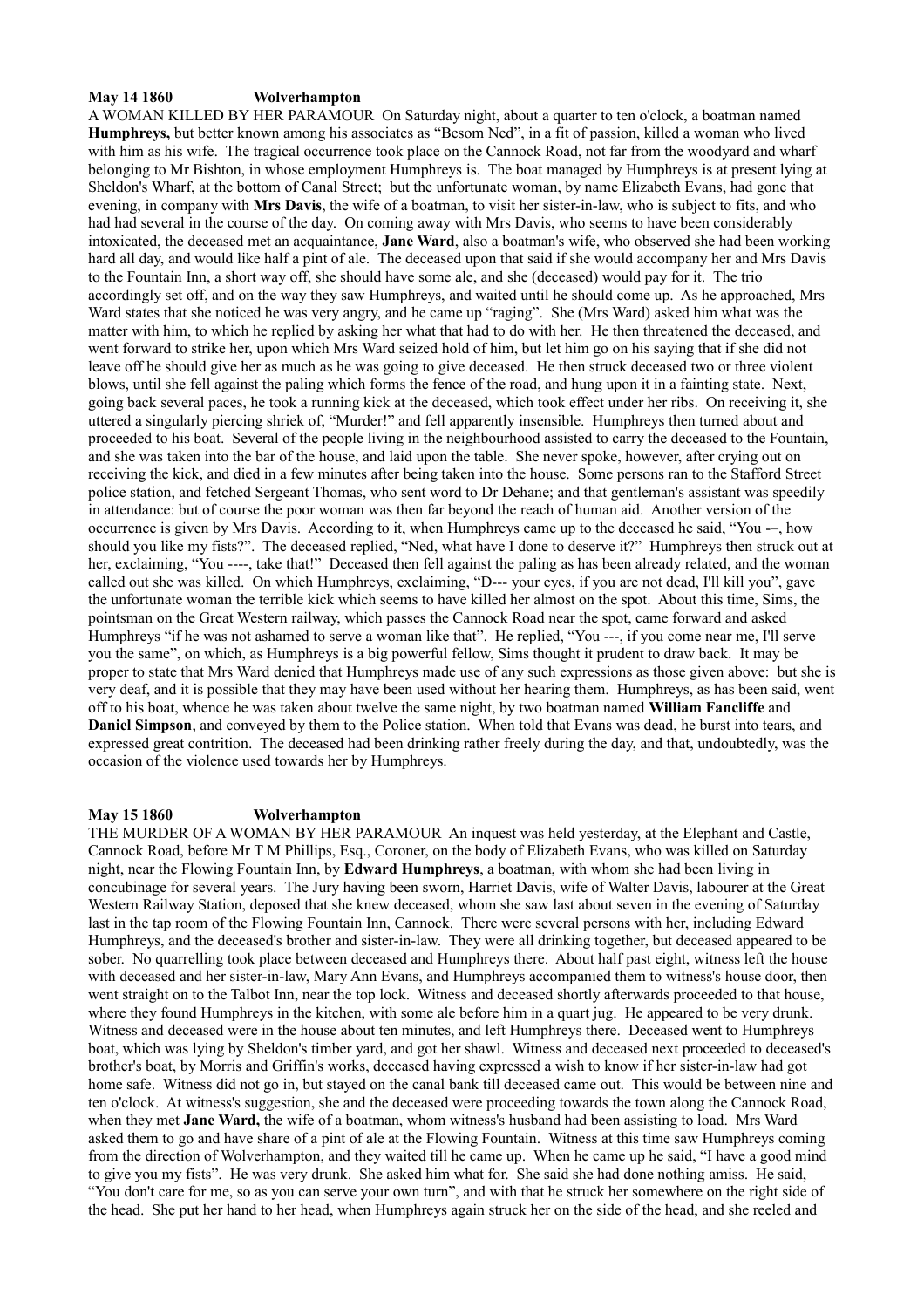**May 14 1860 Wolverhampton**

A WOMAN KILLED BY HER PARAMOUR On Saturday night, about a quarter to ten o'clock, a boatman named **Humphreys,** but better known among his associates as "Besom Ned", in a fit of passion, killed a woman who lived with him as his wife. The tragical occurrence took place on the Cannock Road, not far from the woodyard and wharf belonging to Mr Bishton, in whose employment Humphreys is. The boat managed by Humphreys is at present lying at Sheldon's Wharf, at the bottom of Canal Street; but the unfortunate woman, by name Elizabeth Evans, had gone that evening, in company with **Mrs Davis**, the wife of a boatman, to visit her sister-in-law, who is subject to fits, and who had had several in the course of the day. On coming away with Mrs Davis, who seems to have been considerably intoxicated, the deceased met an acquaintance, **Jane Ward**, also a boatman's wife, who observed she had been working hard all day, and would like half a pint of ale. The deceased upon that said if she would accompany her and Mrs Davis to the Fountain Inn, a short way off, she should have some ale, and she (deceased) would pay for it. The trio accordingly set off, and on the way they saw Humphreys, and waited until he should come up. As he approached, Mrs Ward states that she noticed he was very angry, and he came up "raging". She (Mrs Ward) asked him what was the matter with him, to which he replied by asking her what that had to do with her. He then threatened the deceased, and went forward to strike her, upon which Mrs Ward seized hold of him, but let him go on his saying that if she did not leave off he should give her as much as he was going to give deceased. He then struck deceased two or three violent blows, until she fell against the paling which forms the fence of the road, and hung upon it in a fainting state. Next, going back several paces, he took a running kick at the deceased, which took effect under her ribs. On receiving it, she uttered a singularly piercing shriek of, "Murder!" and fell apparently insensible. Humphreys then turned about and proceeded to his boat. Several of the people living in the neighbourhood assisted to carry the deceased to the Fountain, and she was taken into the bar of the house, and laid upon the table. She never spoke, however, after crying out on receiving the kick, and died in a few minutes after being taken into the house. Some persons ran to the Stafford Street police station, and fetched Sergeant Thomas, who sent word to Dr Dehane; and that gentleman's assistant was speedily in attendance: but of course the poor woman was then far beyond the reach of human aid. Another version of the occurrence is given by Mrs Davis. According to it, when Humphreys came up to the deceased he said, "You -–, how should you like my fists?". The deceased replied, "Ned, what have I done to deserve it?" Humphreys then struck out at her, exclaiming, "You ----, take that!" Deceased then fell against the paling as has been already related, and the woman called out she was killed. On which Humphreys, exclaiming, "D--- your eyes, if you are not dead, I'll kill you", gave the unfortunate woman the terrible kick which seems to have killed her almost on the spot. About this time, Sims, the pointsman on the Great Western railway, which passes the Cannock Road near the spot, came forward and asked Humphreys "if he was not ashamed to serve a woman like that". He replied, "You ---, if you come near me, I'll serve you the same", on which, as Humphreys is a big powerful fellow, Sims thought it prudent to draw back. It may be proper to state that Mrs Ward denied that Humphreys made use of any such expressions as those given above: but she is very deaf, and it is possible that they may have been used without her hearing them. Humphreys, as has been said, went off to his boat, whence he was taken about twelve the same night, by two boatman named **William Fancliffe** and **Daniel Simpson**, and conveyed by them to the Police station. When told that Evans was dead, he burst into tears, and expressed great contrition. The deceased had been drinking rather freely during the day, and that, undoubtedly, was the occasion of the violence used towards her by Humphreys.

**May 15 1860 Wolverhampton**

THE MURDER OF A WOMAN BY HER PARAMOUR An inquest was held yesterday, at the Elephant and Castle, Cannock Road, before Mr T M Phillips, Esq., Coroner, on the body of Elizabeth Evans, who was killed on Saturday night, near the Flowing Fountain Inn, by **Edward Humphreys**, a boatman, with whom she had been living in concubinage for several years. The Jury having been sworn, Harriet Davis, wife of Walter Davis, labourer at the Great Western Railway Station, deposed that she knew deceased, whom she saw last about seven in the evening of Saturday last in the tap room of the Flowing Fountain Inn, Cannock. There were several persons with her, including Edward Humphreys, and the deceased's brother and sister-in-law. They were all drinking together, but deceased appeared to be sober. No quarrelling took place between deceased and Humphreys there. About half past eight, witness left the house with deceased and her sister-in-law, Mary Ann Evans, and Humphreys accompanied them to witness's house door, then went straight on to the Talbot Inn, near the top lock. Witness and deceased shortly afterwards proceeded to that house, where they found Humphreys in the kitchen, with some ale before him in a quart jug. He appeared to be very drunk. Witness and deceased were in the house about ten minutes, and left Humphreys there. Deceased went to Humphreys boat, which was lying by Sheldon's timber yard, and got her shawl. Witness and deceased next proceeded to deceased's brother's boat, by Morris and Griffin's works, deceased having expressed a wish to know if her sister-in-law had got home safe. Witness did not go in, but stayed on the canal bank till deceased came out. This would be between nine and ten o'clock. At witness's suggestion, she and the deceased were proceeding towards the town along the Cannock Road, when they met **Jane Ward,** the wife of a boatman, whom witness's husband had been assisting to load. Mrs Ward asked them to go and have share of a pint of ale at the Flowing Fountain. Witness at this time saw Humphreys coming from the direction of Wolverhampton, and they waited till he came up. When he came up he said, "I have a good mind to give you my fists". He was very drunk. She asked him what for. She said she had done nothing amiss. He said, "You don't care for me, so as you can serve your own turn", and with that he struck her somewhere on the right side of the head. She put her hand to her head, when Humphreys again struck her on the side of the head, and she reeled and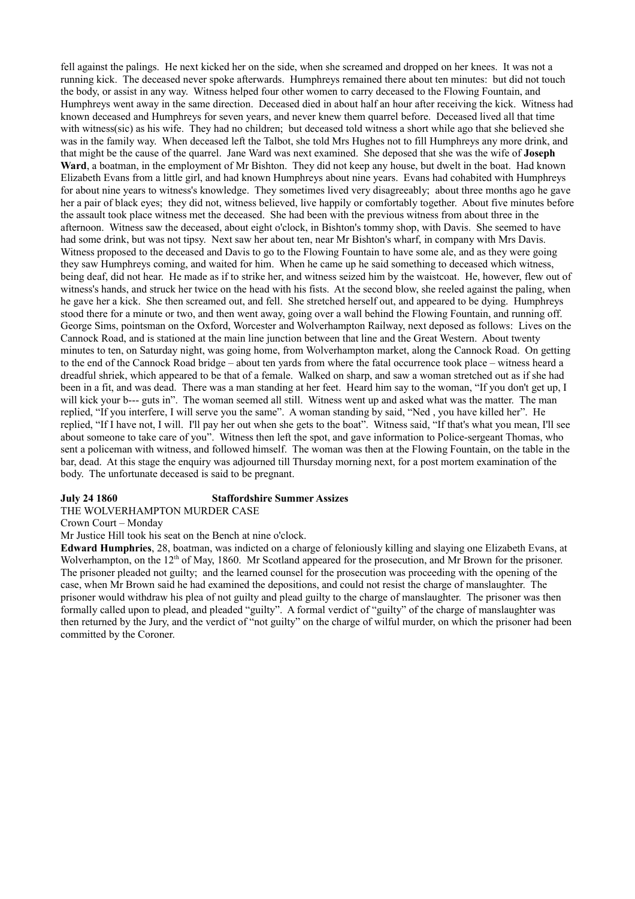fell against the palings. He next kicked her on the side, when she screamed and dropped on her knees. It was not a running kick. The deceased never spoke afterwards. Humphreys remained there about ten minutes: but did not touch the body, or assist in any way. Witness helped four other women to carry deceased to the Flowing Fountain, and Humphreys went away in the same direction. Deceased died in about half an hour after receiving the kick. Witness had known deceased and Humphreys for seven years, and never knew them quarrel before. Deceased lived all that time with witness(sic) as his wife. They had no children; but deceased told witness a short while ago that she believed she was in the family way. When deceased left the Talbot, she told Mrs Hughes not to fill Humphreys any more drink, and that might be the cause of the quarrel. Jane Ward was next examined. She deposed that she was the wife of **Joseph Ward**, a boatman, in the employment of Mr Bishton. They did not keep any house, but dwelt in the boat. Had known Elizabeth Evans from a little girl, and had known Humphreys about nine years. Evans had cohabited with Humphreys for about nine years to witness's knowledge. They sometimes lived very disagreeably; about three months ago he gave her a pair of black eyes; they did not, witness believed, live happily or comfortably together. About five minutes before the assault took place witness met the deceased. She had been with the previous witness from about three in the afternoon. Witness saw the deceased, about eight o'clock, in Bishton's tommy shop, with Davis. She seemed to have had some drink, but was not tipsy. Next saw her about ten, near Mr Bishton's wharf, in company with Mrs Davis. Witness proposed to the deceased and Davis to go to the Flowing Fountain to have some ale, and as they were going they saw Humphreys coming, and waited for him. When he came up he said something to deceased which witness, being deaf, did not hear. He made as if to strike her, and witness seized him by the waistcoat. He, however, flew out of witness's hands, and struck her twice on the head with his fists. At the second blow, she reeled against the paling, when he gave her a kick. She then screamed out, and fell. She stretched herself out, and appeared to be dying. Humphreys stood there for a minute or two, and then went away, going over a wall behind the Flowing Fountain, and running off. George Sims, pointsman on the Oxford, Worcester and Wolverhampton Railway, next deposed as follows: Lives on the Cannock Road, and is stationed at the main line junction between that line and the Great Western. About twenty minutes to ten, on Saturday night, was going home, from Wolverhampton market, along the Cannock Road. On getting to the end of the Cannock Road bridge – about ten yards from where the fatal occurrence took place – witness heard a dreadful shriek, which appeared to be that of a female. Walked on sharp, and saw a woman stretched out as if she had been in a fit, and was dead. There was a man standing at her feet. Heard him say to the woman, "If you don't get up, I will kick your b--- guts in". The woman seemed all still. Witness went up and asked what was the matter. The man replied, "If you interfere, I will serve you the same". A woman standing by said, "Ned , you have killed her". He replied, "If I have not, I will. I'll pay her out when she gets to the boat". Witness said, "If that's what you mean, I'll see about someone to take care of you". Witness then left the spot, and gave information to Police-sergeant Thomas, who sent a policeman with witness, and followed himself. The woman was then at the Flowing Fountain, on the table in the bar, dead. At this stage the enquiry was adjourned till Thursday morning next, for a post mortem examination of the body. The unfortunate deceased is said to be pregnant.

**July 24 1860 Staffordshire Summer Assizes**

THE WOLVERHAMPTON MURDER CASE

Crown Court – Monday

Mr Justice Hill took his seat on the Bench at nine o'clock.

**Edward Humphries**, 28, boatman, was indicted on a charge of feloniously killing and slaying one Elizabeth Evans, at Wolverhampton, on the 12th of May, 1860. Mr Scotland appeared for the prosecution, and Mr Brown for the prisoner. The prisoner pleaded not guilty; and the learned counsel for the prosecution was proceeding with the opening of the case, when Mr Brown said he had examined the depositions, and could not resist the charge of manslaughter. The prisoner would withdraw his plea of not guilty and plead guilty to the charge of manslaughter. The prisoner was then formally called upon to plead, and pleaded "guilty". A formal verdict of "guilty" of the charge of manslaughter was then returned by the Jury, and the verdict of "not guilty" on the charge of wilful murder, on which the prisoner had been committed by the Coroner.